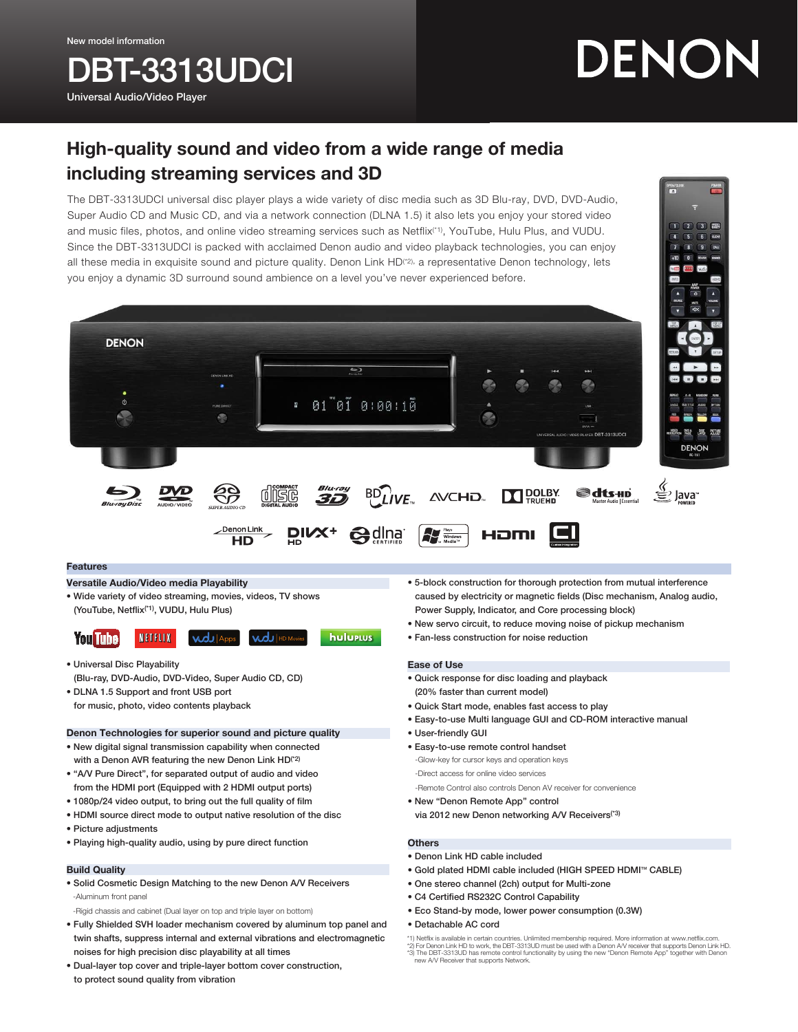New model information

# DBT-3313UDCI

Universal Audio/Video Player

DENON

## High-quality sound and video from a wide range of media including streaming services and 3D

The DBT-3313UDCI universal disc player plays a wide variety of disc media such as 3D Blu-ray, DVD, DVD-Audio, Super Audio CD and Music CD, and via a network connection (DLNA 1.5) it also lets you enjoy your stored video and music files, photos, and online video streaming services such as Netflix(*1), YouTube, Hulu Plus, and VUDU. Since the DBT-3313UDCI is packed with acclaimed Denon audio and video playback technologies, you can enjoy all these media in exquisite sound and picture quality. Denon Link HD(*2), a representative Denon technology, lets you enjoy a dynamic 3D surround sound ambience on a level you've never experienced before.

## Features

### Versatile Audio/Video media Playability

- Wide variety of video streaming, movies, videos, TV shows (YouTube, Netflix(*1), VUDU, Hulu Plus)
- Universal Disc Playability (Blu-ray, DVD-Audio, DVD-Video, Super Audio CD, CD)
- DLNA 1.5 Support and front USB port for music, photo, video contents playback

### Denon Technologies for superior sound and picture quality

- New digital signal transmission capability when connected with a Denon AVR featuring the new Denon Link HD(*2)
- "A/V Pure Direct", for separated output of audio and video from the HDMI port (Equipped with 2 HDMI output ports)
- 1080p/24 video output, to bring out the full quality of film
- HDMI source direct mode to output native resolution of the disc
- Picture adjustments
- Playing high-quality audio, using by pure direct function

### Build Quality

- Solid Cosmetic Design Matching to the new Denon A/V Receivers
  - -Aluminum front panel
  - -Rigid chassis and cabinet (Dual layer on top and triple layer on bottom)
- Fully Shielded SVH loader mechanism covered by aluminum top panel and twin shafts, suppress internal and external vibrations and electromagnetic noises for high precision disc playability at all times
- Dual-layer top cover and triple-layer bottom cover construction, to protect sound quality from vibration
- 5-block construction for thorough protection from mutual interference caused by electricity or magnetic fields (Disc mechanism, Analog audio, Power Supply, Indicator, and Core processing block)
- New servo circuit, to reduce moving noise of pickup mechanism
- Fan-less construction for noise reduction

### Ease of Use

- Quick response for disc loading and playback (20% faster than current model)
- Quick Start mode, enables fast access to play
- Easy-to-use Multi language GUI and CD-ROM interactive manual
- User-friendly GUI
- Easy-to-use remote control handset
  - -Glow-key for cursor keys and operation keys
  - -Direct access for online video services
  - -Remote Control also controls Denon AV receiver for convenience
- New "Denon Remote App" control via 2012 new Denon networking A/V Receivers(*3)

### Others

- Denon Link HD cable included
- Gold plated HDMI cable included (HIGH SPEED HDMI™ CABLE)
- One stereo channel (2ch) output for Multi-zone
- C4 Certified RS232C Control Capability
- Eco Stand-by mode, lower power consumption (0.3W)
- Detachable AC cord

*1) Netflix is available in certain countries. Unlimited membership required. More information at www.netflix.com.
*2) For Denon Link HD to work, the DBT-3313UD must be used with a Denon A/V receiver that supports Denon Link HD.
*3) The DBT-3313UD has remote control functionality by using the new "Denon Remote App" together with Denon new A/V Receiver that supports Network.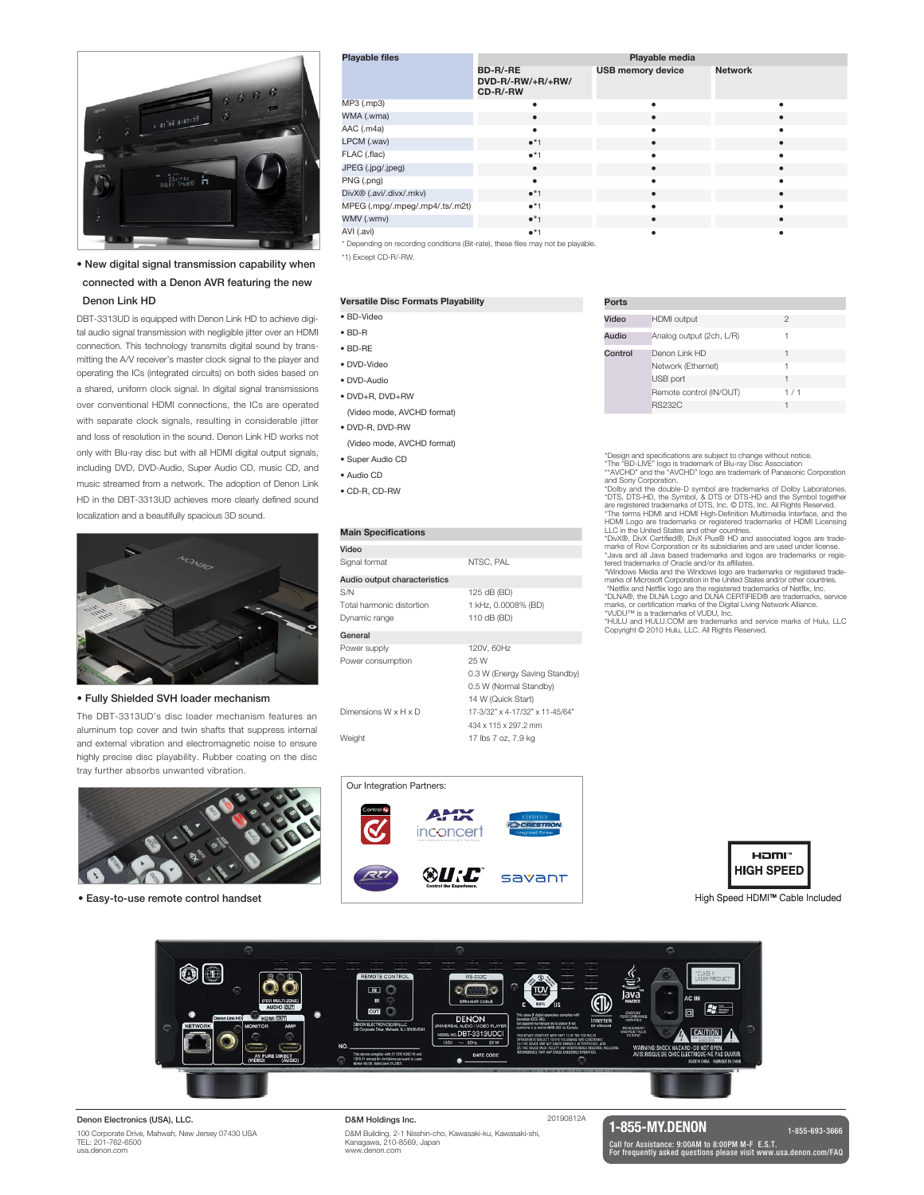| Playable files | Playable media | | |
|---|---|---|---|
| | BD-R/-RE DVD-R/-RW/+R/+RW/ CD-R/-RW | USB memory device | Network |
| MP3 (.mp3) | ● | ● | ● |
| WMA (.wma) | ● | ● | ● |
| AAC (.m4a) | ● | ● | ● |
| LPCM (.wav) | ●*1 | ● | ● |
| FLAC (.flac) | ●*1 | ● | ● |
| JPEG (.jpg/.jpeg) | ● | ● | ● |
| PNG (.png) | ● | ● | ● |
| DivX® (.avi/.divx/.mkv) | ●*1 | ● | ● |
| MPEG (.mpg/.mpeg/.mp4/.ts/.m2t) | ●*1 | ● | ● |
| WMV (.wmv) | ●*1 | ● | ● |
| AVI (.avi) | ●*1 | ● | ● |

* Depending on recording conditions (Bit-rate), these files may not be playable.

*1) Except CD-R/-RW.

**• New digital signal transmission capability when connected with a Denon AVR featuring the new Denon Link HD**

DBT-3313UD is equipped with Denon Link HD to achieve digital audio signal transmission with negligible jitter over an HDMI connection. This technology transmits digital sound by transmitting the A/V receiver's master clock signal to the player and operating the ICs (integrated circuits) on both sides based on a shared, uniform clock signal. In digital signal transmissions over conventional HDMI connections, the ICs are operated with separate clock signals, resulting in considerable jitter and loss of resolution in the sound. Denon Link HD works not only with Blu-ray disc but with all HDMI digital output signals, including DVD, DVD-Audio, Super Audio CD, music CD, and music streamed from a network. The adoption of Denon Link HD in the DBT-3313UD achieves more clearly defined sound localization and a beautifully spacious 3D sound.

**• Fully Shielded SVH loader mechanism**

The DBT-3313UD's disc loader mechanism features an aluminum top cover and twin shafts that suppress internal and external vibration and electromagnetic noise to ensure highly precise disc playability. Rubber coating on the disc tray further absorbs unwanted vibration.

**• Easy-to-use remote control handset**

### Versatile Disc Formats Playability

- BD-Video
- BD-R
- BD-RE
- DVD-Video
- DVD-Audio
- DVD+R, DVD+RW
  (Video mode, AVCHD format)
- DVD-R, DVD-RW
  (Video mode, AVCHD format)
- Super Audio CD
- Audio CD
- CD-R, CD-RW

### Main Specifications

| | |
|---|---|
| **Video** | |
| Signal format | NTSC, PAL |
| **Audio output characteristics** | |
| S/N | 125 dB (BD) |
| Total harmonic distortion | 1 kHz, 0.0008% (BD) |
| Dynamic range | 110 dB (BD) |
| **General** | |
| Power supply | 120V, 60Hz |
| Power consumption | 25 W |
| | 0.3 W (Energy Saving Standby) |
| | 0.5 W (Normal Standby) |
| | 14 W (Quick Start) |
| Dimensions W x H x D | 17-3/32" x 4-17/32" x 11-45/64" |
| | 434 x 115 x 297.2 mm |
| Weight | 17 lbs 7 oz, 7.9 kg |

### Ports

| | | |
|---|---|---|
| Video | HDMI output | 2 |
| Audio | Analog output (2ch, L/R) | 1 |
| Control | Denon Link HD | 1 |
| | Network (Ethernet) | 1 |
| | USB port | 1 |
| | Remote control (IN/OUT) | 1 / 1 |
| | RS232C | 1 |

*Design and specifications are subject to change without notice.
*The "BD-LIVE" logo is trademark of Blu-ray Disc Association
*"AVCHD" and the "AVCHD" logo are trademarks of Panasonic Corporation and Sony Corporation.
*Dolby and the double-D symbol are trademarks of Dolby Laboratories.
*DTS, DTS-HD, the Symbol, & DTS or DTS-HD and the Symbol together are registered trademarks of DTS, Inc. © DTS, Inc. All Rights Reserved.
*The terms HDMI and HDMI High-Definition Multimedia Interface, and the HDMI Logo are trademarks or registered trademarks of HDMI Licensing LLC in the United States and other countries.
*DivX®, DivX Certified®, DivX Plus® HD and associated logos are trademarks of Rovi Corporation or its subsidiaries and are used under license.
*Java and all Java based trademarks and logos are trademarks or registered trademarks of Oracle and/or its affiliates.
*Windows Media and the Windows logo are trademarks or registered trademarks of Microsoft Corporation in the United States and/or other countries.
*Netflix and Netflix logo are the registered trademarks of Netflix, Inc.
*DLNA®, the DLNA Logo and DLNA CERTIFIED® are trademarks, service marks, or certification marks of the Digital Living Network Alliance.
*VUDU™ is a trademarks of VUDU, Inc.
*HULU and HULU.COM are trademarks and service marks of Hulu, LLC Copyright © 2010 Hulu, LLC. All Rights Reserved.

Our Integration Partners:

High Speed HDMI™ Cable Included

**Denon Electronics (USA), LLC.**
100 Corporate Drive, Mahwah, New Jersey 07430 USA
TEL: 201-762-6500
usa.denon.com

**D&M Holdings Inc.**
D&M Building, 2-1 Nisshin-cho, Kawasaki-ku, Kawasaki-shi, Kanagawa, 210-8569, Japan
www.denon.com

20190812A

**1-855-MY.DENON** 1-855-693-3666
Call for Assistance: 9:00AM to 8:00PM M-F E.S.T.
For frequently asked questions please visit www.usa.denon.com/FAQ